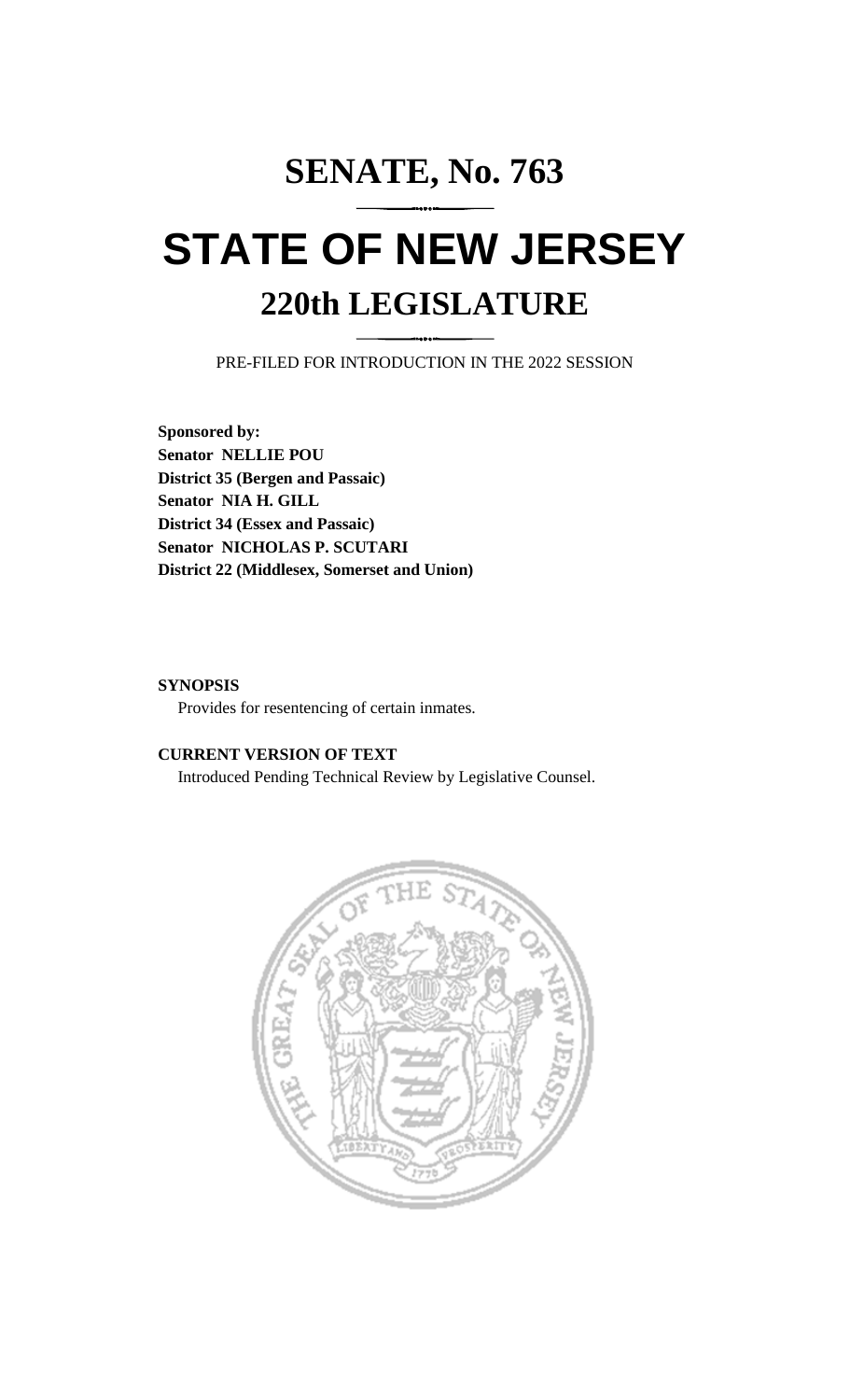# SENATE, No. 763

# STATE OF NEW JERSEY

## 220th LEGISLATURE

PRE-FILED FOR INTRODUCTION IN THE 2022 SESSION

**Sponsored by:**
**Senator NELLIE POU**
**District 35 (Bergen and Passaic)**
**Senator NIA H. GILL**
**District 34 (Essex and Passaic)**
**Senator NICHOLAS P. SCUTARI**
**District 22 (Middlesex, Somerset and Union)**

**SYNOPSIS**

Provides for resentencing of certain inmates.

**CURRENT VERSION OF TEXT**

Introduced Pending Technical Review by Legislative Counsel.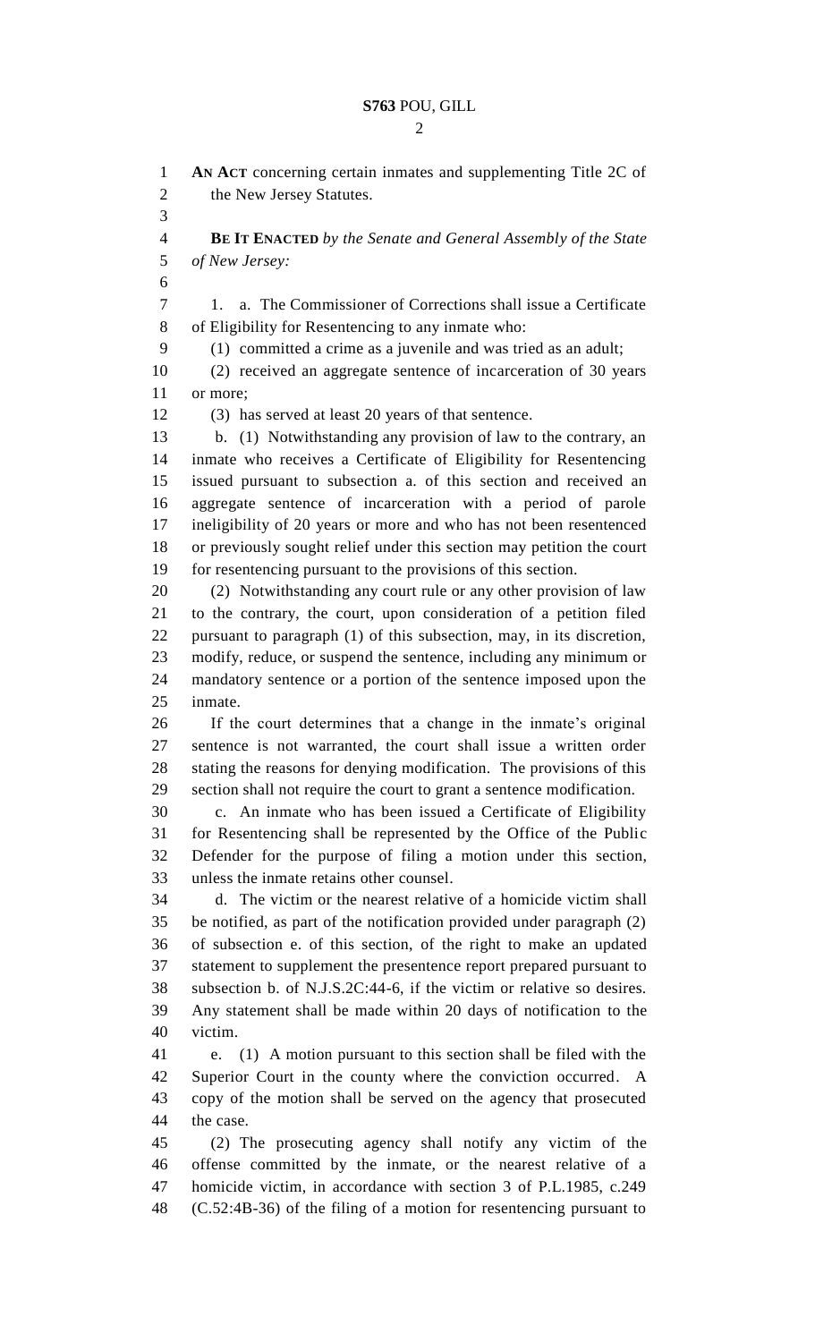**AN ACT** concerning certain inmates and supplementing Title 2C of the New Jersey Statutes.

**BE IT ENACTED** *by the Senate and General Assembly of the State of New Jersey:*

1. a. The Commissioner of Corrections shall issue a Certificate of Eligibility for Resentencing to any inmate who:

(1) committed a crime as a juvenile and was tried as an adult;

(2) received an aggregate sentence of incarceration of 30 years or more;

(3) has served at least 20 years of that sentence.

b. (1) Notwithstanding any provision of law to the contrary, an inmate who receives a Certificate of Eligibility for Resentencing issued pursuant to subsection a. of this section and received an aggregate sentence of incarceration with a period of parole ineligibility of 20 years or more and who has not been resentenced or previously sought relief under this section may petition the court for resentencing pursuant to the provisions of this section.

(2) Notwithstanding any court rule or any other provision of law to the contrary, the court, upon consideration of a petition filed pursuant to paragraph (1) of this subsection, may, in its discretion, modify, reduce, or suspend the sentence, including any minimum or mandatory sentence or a portion of the sentence imposed upon the inmate.

If the court determines that a change in the inmate's original sentence is not warranted, the court shall issue a written order stating the reasons for denying modification. The provisions of this section shall not require the court to grant a sentence modification.

c. An inmate who has been issued a Certificate of Eligibility for Resentencing shall be represented by the Office of the Public Defender for the purpose of filing a motion under this section, unless the inmate retains other counsel.

d. The victim or the nearest relative of a homicide victim shall be notified, as part of the notification provided under paragraph (2) of subsection e. of this section, of the right to make an updated statement to supplement the presentence report prepared pursuant to subsection b. of N.J.S.2C:44-6, if the victim or relative so desires. Any statement shall be made within 20 days of notification to the victim.

e. (1) A motion pursuant to this section shall be filed with the Superior Court in the county where the conviction occurred. A copy of the motion shall be served on the agency that prosecuted the case.

(2) The prosecuting agency shall notify any victim of the offense committed by the inmate, or the nearest relative of a homicide victim, in accordance with section 3 of P.L.1985, c.249 (C.52:4B-36) of the filing of a motion for resentencing pursuant to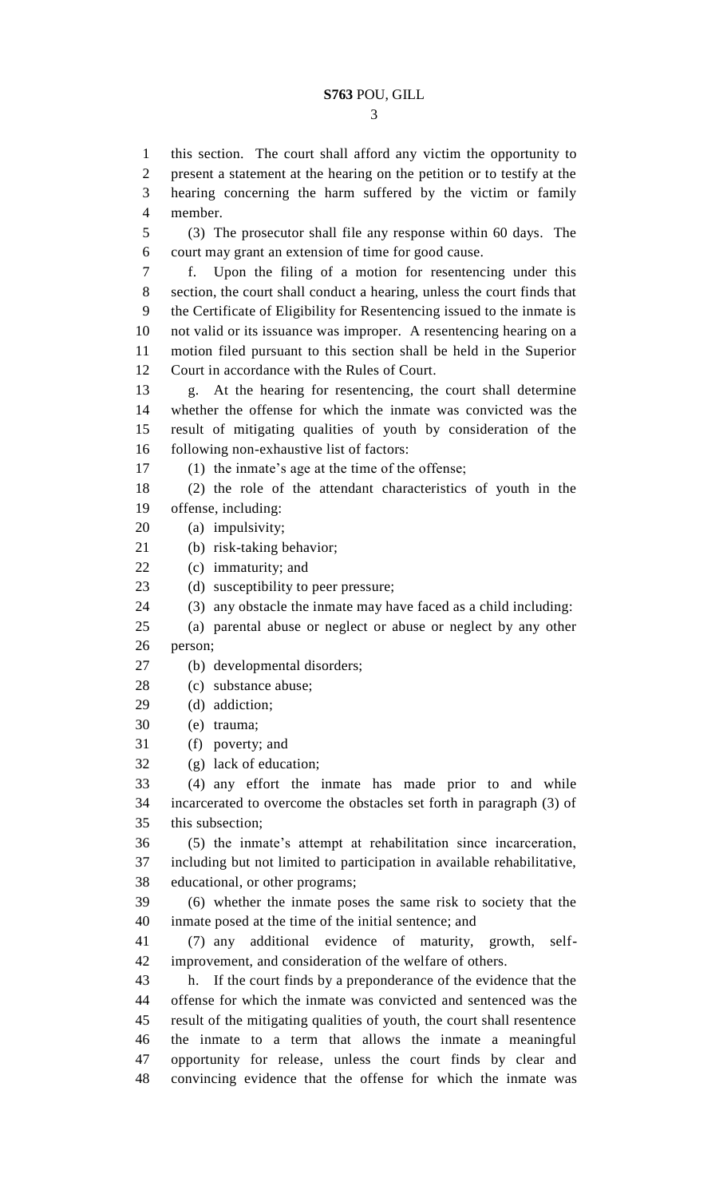this section. The court shall afford any victim the opportunity to present a statement at the hearing on the petition or to testify at the hearing concerning the harm suffered by the victim or family member.

(3) The prosecutor shall file any response within 60 days. The court may grant an extension of time for good cause.

f. Upon the filing of a motion for resentencing under this section, the court shall conduct a hearing, unless the court finds that the Certificate of Eligibility for Resentencing issued to the inmate is not valid or its issuance was improper. A resentencing hearing on a motion filed pursuant to this section shall be held in the Superior Court in accordance with the Rules of Court.

g. At the hearing for resentencing, the court shall determine whether the offense for which the inmate was convicted was the result of mitigating qualities of youth by consideration of the following non-exhaustive list of factors:

(1) the inmate's age at the time of the offense;

(2) the role of the attendant characteristics of youth in the offense, including:

(a) impulsivity;

(b) risk-taking behavior;

(c) immaturity; and

(d) susceptibility to peer pressure;

(3) any obstacle the inmate may have faced as a child including:

(a) parental abuse or neglect or abuse or neglect by any other person;

(b) developmental disorders;

(c) substance abuse;

(d) addiction;

(e) trauma;

(f) poverty; and

(g) lack of education;

(4) any effort the inmate has made prior to and while incarcerated to overcome the obstacles set forth in paragraph (3) of this subsection;

(5) the inmate's attempt at rehabilitation since incarceration, including but not limited to participation in available rehabilitative, educational, or other programs;

(6) whether the inmate poses the same risk to society that the inmate posed at the time of the initial sentence; and

(7) any additional evidence of maturity, growth, self-improvement, and consideration of the welfare of others.

h. If the court finds by a preponderance of the evidence that the offense for which the inmate was convicted and sentenced was the result of the mitigating qualities of youth, the court shall resentence the inmate to a term that allows the inmate a meaningful opportunity for release, unless the court finds by clear and convincing evidence that the offense for which the inmate was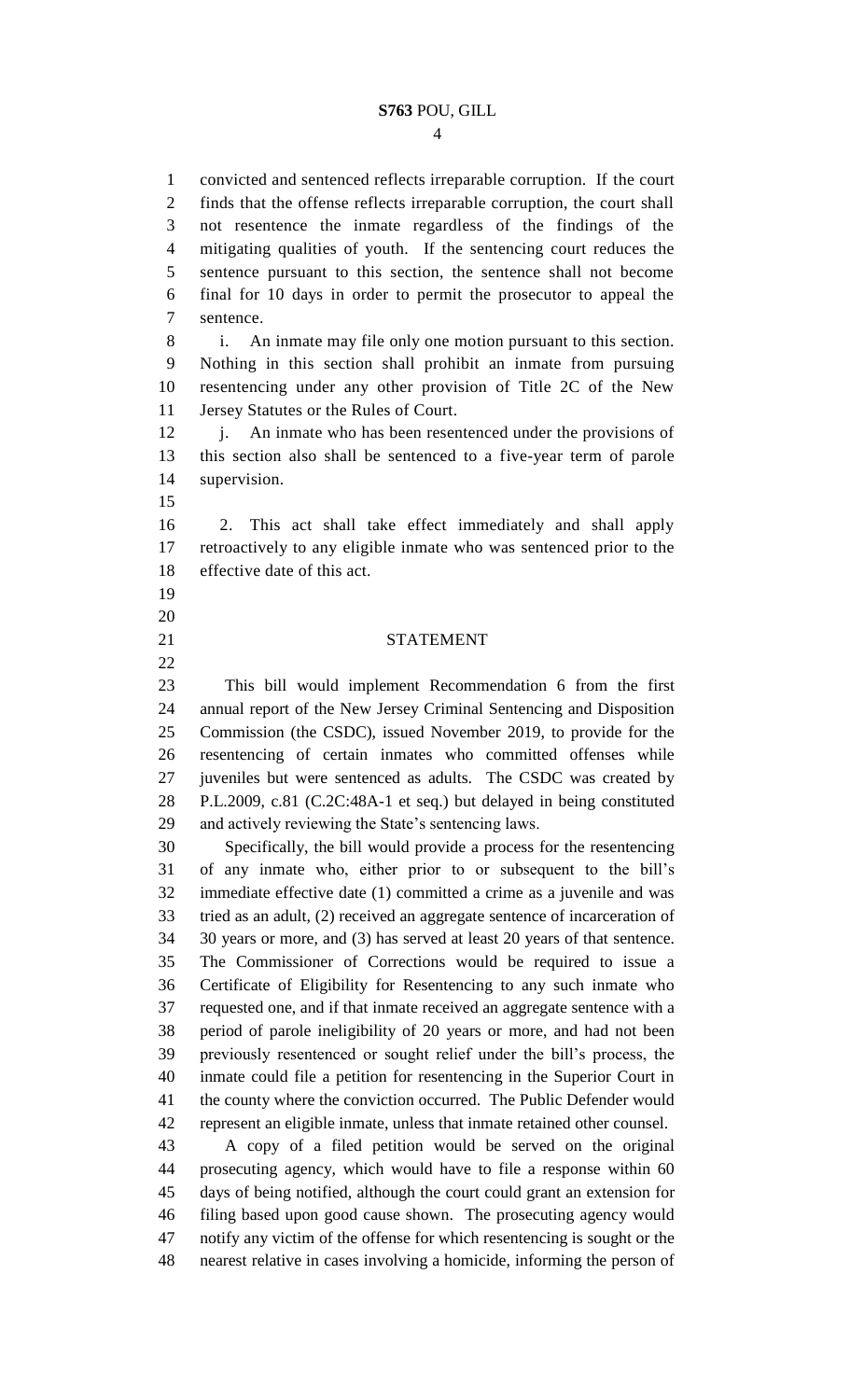convicted and sentenced reflects irreparable corruption. If the court finds that the offense reflects irreparable corruption, the court shall not resentence the inmate regardless of the findings of the mitigating qualities of youth. If the sentencing court reduces the sentence pursuant to this section, the sentence shall not become final for 10 days in order to permit the prosecutor to appeal the sentence.

i. An inmate may file only one motion pursuant to this section. Nothing in this section shall prohibit an inmate from pursuing resentencing under any other provision of Title 2C of the New Jersey Statutes or the Rules of Court.

j. An inmate who has been resentenced under the provisions of this section also shall be sentenced to a five-year term of parole supervision.

2. This act shall take effect immediately and shall apply retroactively to any eligible inmate who was sentenced prior to the effective date of this act.

## STATEMENT

This bill would implement Recommendation 6 from the first annual report of the New Jersey Criminal Sentencing and Disposition Commission (the CSDC), issued November 2019, to provide for the resentencing of certain inmates who committed offenses while juveniles but were sentenced as adults. The CSDC was created by P.L.2009, c.81 (C.2C:48A-1 et seq.) but delayed in being constituted and actively reviewing the State's sentencing laws.

Specifically, the bill would provide a process for the resentencing of any inmate who, either prior to or subsequent to the bill's immediate effective date (1) committed a crime as a juvenile and was tried as an adult, (2) received an aggregate sentence of incarceration of 30 years or more, and (3) has served at least 20 years of that sentence. The Commissioner of Corrections would be required to issue a Certificate of Eligibility for Resentencing to any such inmate who requested one, and if that inmate received an aggregate sentence with a period of parole ineligibility of 20 years or more, and had not been previously resentenced or sought relief under the bill's process, the inmate could file a petition for resentencing in the Superior Court in the county where the conviction occurred. The Public Defender would represent an eligible inmate, unless that inmate retained other counsel.

A copy of a filed petition would be served on the original prosecuting agency, which would have to file a response within 60 days of being notified, although the court could grant an extension for filing based upon good cause shown. The prosecuting agency would notify any victim of the offense for which resentencing is sought or the nearest relative in cases involving a homicide, informing the person of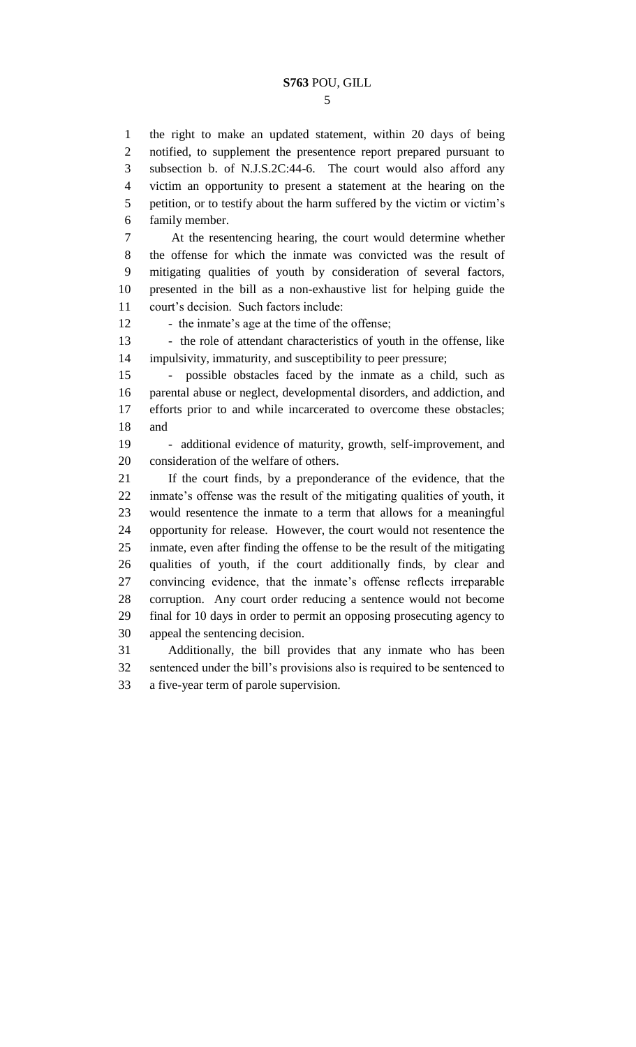the right to make an updated statement, within 20 days of being notified, to supplement the presentence report prepared pursuant to subsection b. of N.J.S.2C:44-6. The court would also afford any victim an opportunity to present a statement at the hearing on the petition, or to testify about the harm suffered by the victim or victim's family member.

At the resentencing hearing, the court would determine whether the offense for which the inmate was convicted was the result of mitigating qualities of youth by consideration of several factors, presented in the bill as a non-exhaustive list for helping guide the court's decision. Such factors include:

- the inmate's age at the time of the offense;
- the role of attendant characteristics of youth in the offense, like impulsivity, immaturity, and susceptibility to peer pressure;
- possible obstacles faced by the inmate as a child, such as parental abuse or neglect, developmental disorders, and addiction, and efforts prior to and while incarcerated to overcome these obstacles; and
- additional evidence of maturity, growth, self-improvement, and consideration of the welfare of others.

If the court finds, by a preponderance of the evidence, that the inmate's offense was the result of the mitigating qualities of youth, it would resentence the inmate to a term that allows for a meaningful opportunity for release. However, the court would not resentence the inmate, even after finding the offense to be the result of the mitigating qualities of youth, if the court additionally finds, by clear and convincing evidence, that the inmate's offense reflects irreparable corruption. Any court order reducing a sentence would not become final for 10 days in order to permit an opposing prosecuting agency to appeal the sentencing decision.

Additionally, the bill provides that any inmate who has been sentenced under the bill's provisions also is required to be sentenced to a five-year term of parole supervision.